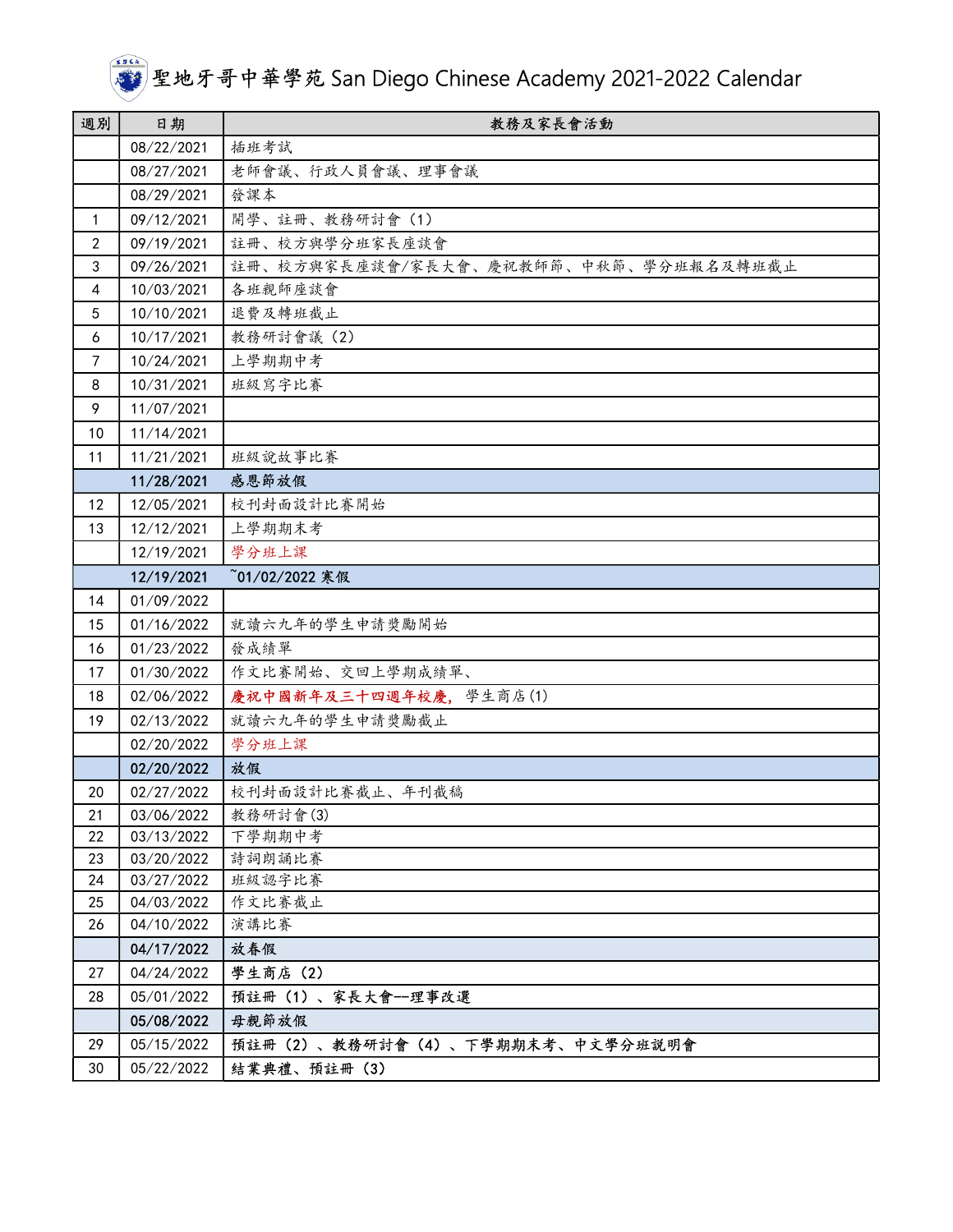# 聖地牙哥中華學苑 San Diego Chinese Academy 2021-2022 Calendar

| 週別 | 日期 | 教務及家長會活動 |
|---|---|---|
| | 08/22/2021 | 插班考試 |
| | 08/27/2021 | 老師會議、行政人員會議、理事會議 |
| | 08/29/2021 | 發課本 |
| 1 | 09/12/2021 | 開學、註冊、教務研討會（1） |
| 2 | 09/19/2021 | 註冊、校方與學分班家長座談會 |
| 3 | 09/26/2021 | 註冊、校方與家長座談會/家長大會、慶祝教師節、中秋節、學分班報名及轉班截止 |
| 4 | 10/03/2021 | 各班親師座談會 |
| 5 | 10/10/2021 | 退費及轉班截止 |
| 6 | 10/17/2021 | 教務研討會議（2） |
| 7 | 10/24/2021 | 上學期期中考 |
| 8 | 10/31/2021 | 班級寫字比賽 |
| 9 | 11/07/2021 | |
| 10 | 11/14/2021 | |
| 11 | 11/21/2021 | 班級說故事比賽 |
| | **11/28/2021** | **感恩節放假** |
| 12 | 12/05/2021 | 校刊封面設計比賽開始 |
| 13 | 12/12/2021 | 上學期期末考 |
| | 12/19/2021 | 學分班上課 |
| | **12/19/2021** | **~01/02/2022 寒假** |
| 14 | 01/09/2022 | |
| 15 | 01/16/2022 | 就讀六九年的學生申請獎勵開始 |
| 16 | 01/23/2022 | 發成績單 |
| 17 | 01/30/2022 | 作文比賽開始、交回上學期成績單、 |
| 18 | 02/06/2022 | **慶祝中國新年及三十四週年校慶，** 學生商店(1) |
| 19 | 02/13/2022 | 就讀六九年的學生申請獎勵截止 |
| | 02/20/2022 | 學分班上課 |
| | **02/20/2022** | **放假** |
| 20 | 02/27/2022 | 校刊封面設計比賽截止、年刊截稿 |
| 21 | 03/06/2022 | 教務研討會(3) |
| 22 | 03/13/2022 | 下學期期中考 |
| 23 | 03/20/2022 | 詩詞朗誦比賽 |
| 24 | 03/27/2022 | 班級認字比賽 |
| 25 | 04/03/2022 | 作文比賽截止 |
| 26 | 04/10/2022 | 演講比賽 |
| | **04/17/2022** | **放春假** |
| 27 | 04/24/2022 | 學生商店（2） |
| 28 | 05/01/2022 | 預註冊（1）、家長大會--理事改選 |
| | **05/08/2022** | **母親節放假** |
| 29 | 05/15/2022 | 預註冊（2）、教務研討會（4）、下學期期末考、中文學分班說明會 |
| 30 | 05/22/2022 | 結業典禮、預註冊（3） |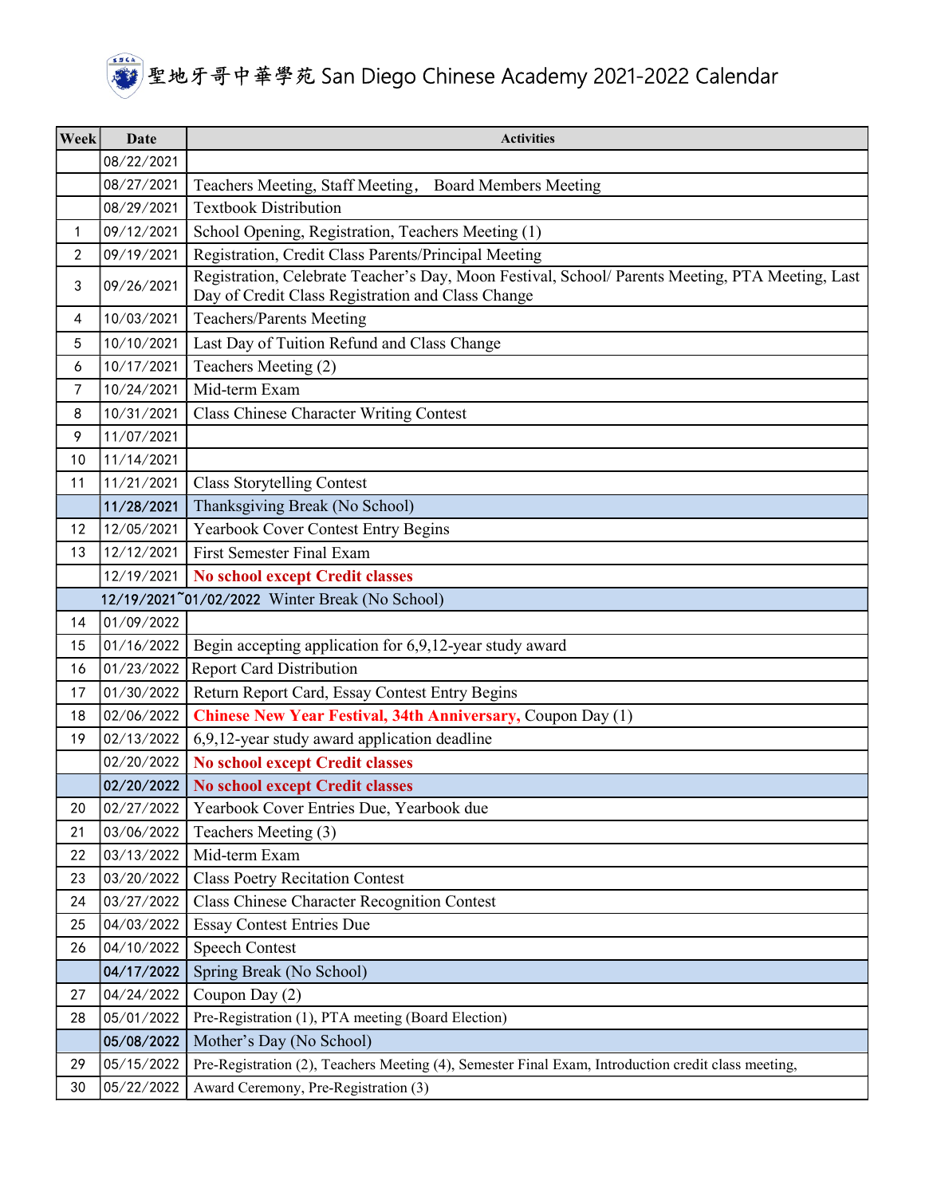# 聖地牙哥中華學苑 San Diego Chinese Academy 2021-2022 Calendar

| Week | Date | Activities |
| --- | --- | --- |
| | 08/22/2021 | |
| | 08/27/2021 | Teachers Meeting, Staff Meeting， Board Members Meeting |
| | 08/29/2021 | Textbook Distribution |
| 1 | 09/12/2021 | School Opening, Registration, Teachers Meeting (1) |
| 2 | 09/19/2021 | Registration, Credit Class Parents/Principal Meeting |
| 3 | 09/26/2021 | Registration, Celebrate Teacher's Day, Moon Festival, School/ Parents Meeting, PTA Meeting, Last Day of Credit Class Registration and Class Change |
| 4 | 10/03/2021 | Teachers/Parents Meeting |
| 5 | 10/10/2021 | Last Day of Tuition Refund and Class Change |
| 6 | 10/17/2021 | Teachers Meeting (2) |
| 7 | 10/24/2021 | Mid-term Exam |
| 8 | 10/31/2021 | Class Chinese Character Writing Contest |
| 9 | 11/07/2021 | |
| 10 | 11/14/2021 | |
| 11 | 11/21/2021 | Class Storytelling Contest |
| | **11/28/2021** | Thanksgiving Break (No School) |
| 12 | 12/05/2021 | Yearbook Cover Contest Entry Begins |
| 13 | 12/12/2021 | First Semester Final Exam |
| | 12/19/2021 | **No school except Credit classes** |
| | **12/19/2021~01/02/2022** | Winter Break (No School) |
| 14 | 01/09/2022 | |
| 15 | 01/16/2022 | Begin accepting application for 6,9,12-year study award |
| 16 | 01/23/2022 | Report Card Distribution |
| 17 | 01/30/2022 | Return Report Card, Essay Contest Entry Begins |
| 18 | 02/06/2022 | **Chinese New Year Festival, 34th Anniversary,** Coupon Day (1) |
| 19 | 02/13/2022 | 6,9,12-year study award application deadline |
| | 02/20/2022 | **No school except Credit classes** |
| | **02/20/2022** | **No school except Credit classes** |
| 20 | 02/27/2022 | Yearbook Cover Entries Due, Yearbook due |
| 21 | 03/06/2022 | Teachers Meeting (3) |
| 22 | 03/13/2022 | Mid-term Exam |
| 23 | 03/20/2022 | Class Poetry Recitation Contest |
| 24 | 03/27/2022 | Class Chinese Character Recognition Contest |
| 25 | 04/03/2022 | Essay Contest Entries Due |
| 26 | 04/10/2022 | Speech Contest |
| | **04/17/2022** | Spring Break (No School) |
| 27 | 04/24/2022 | Coupon Day (2) |
| 28 | 05/01/2022 | Pre-Registration (1), PTA meeting (Board Election) |
| | **05/08/2022** | Mother's Day (No School) |
| 29 | 05/15/2022 | Pre-Registration (2), Teachers Meeting (4), Semester Final Exam, Introduction credit class meeting, |
| 30 | 05/22/2022 | Award Ceremony, Pre-Registration (3) |